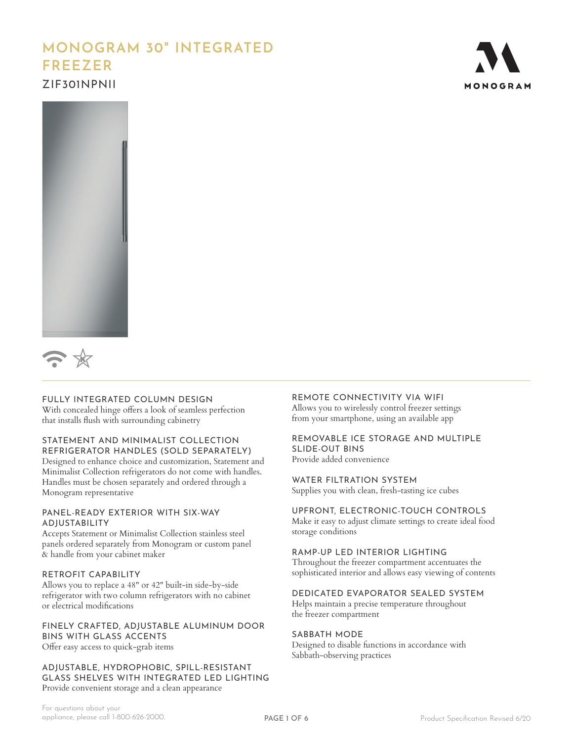# MONOGRAM 30" INTEGRATED FREEZER

## ZIF301NPNII

### FULLY INTEGRATED COLUMN DESIGN
With concealed hinge offers a look of seamless perfection that installs flush with surrounding cabinetry

### STATEMENT AND MINIMALIST COLLECTION REFRIGERATOR HANDLES (SOLD SEPARATELY)
Designed to enhance choice and customization, Statement and Minimalist Collection refrigerators do not come with handles. Handles must be chosen separately and ordered through a Monogram representative

### PANEL-READY EXTERIOR WITH SIX-WAY ADJUSTABILITY
Accepts Statement or Minimalist Collection stainless steel panels ordered separately from Monogram or custom panel & handle from your cabinet maker

### RETROFIT CAPABILITY
Allows you to replace a 48" or 42" built-in side-by-side refrigerator with two column refrigerators with no cabinet or electrical modifications

### FINELY CRAFTED, ADJUSTABLE ALUMINUM DOOR BINS WITH GLASS ACCENTS
Offer easy access to quick-grab items

### ADJUSTABLE, HYDROPHOBIC, SPILL-RESISTANT GLASS SHELVES WITH INTEGRATED LED LIGHTING
Provide convenient storage and a clean appearance

### REMOTE CONNECTIVITY VIA WIFI
Allows you to wirelessly control freezer settings from your smartphone, using an available app

### REMOVABLE ICE STORAGE AND MULTIPLE SLIDE-OUT BINS
Provide added convenience

### WATER FILTRATION SYSTEM
Supplies you with clean, fresh-tasting ice cubes

### UPFRONT, ELECTRONIC-TOUCH CONTROLS
Make it easy to adjust climate settings to create ideal food storage conditions

### RAMP-UP LED INTERIOR LIGHTING
Throughout the freezer compartment accentuates the sophisticated interior and allows easy viewing of contents

### DEDICATED EVAPORATOR SEALED SYSTEM
Helps maintain a precise temperature throughout the freezer compartment

### SABBATH MODE
Designed to disable functions in accordance with Sabbath-observing practices

For questions about your appliance, please call 1-800-626-2000.

Product Specification Revised 6/20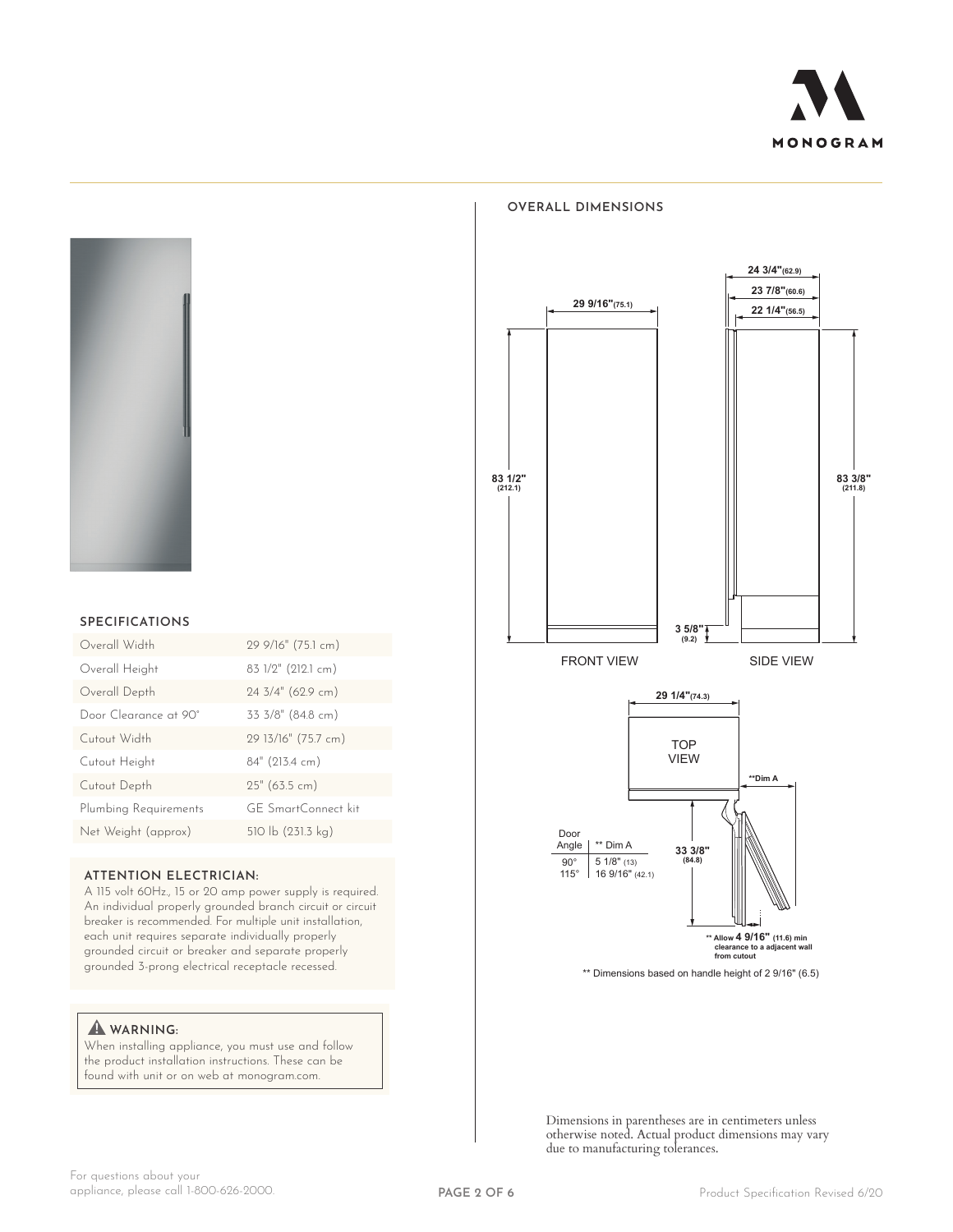## SPECIFICATIONS

| | |
|---|---|
| Overall Width | 29 9/16" (75.1 cm) |
| Overall Height | 83 1/2" (212.1 cm) |
| Overall Depth | 24 3/4" (62.9 cm) |
| Door Clearance at 90° | 33 3/8" (84.8 cm) |
| Cutout Width | 29 13/16" (75.7 cm) |
| Cutout Height | 84" (213.4 cm) |
| Cutout Depth | 25" (63.5 cm) |
| Plumbing Requirements | GE SmartConnect kit |
| Net Weight (approx) | 510 lb (231.3 kg) |

### ATTENTION ELECTRICIAN:

A 115 volt 60Hz., 15 or 20 amp power supply is required. An individual properly grounded branch circuit or circuit breaker is recommended. For multiple unit installation, each unit requires separate individually properly grounded circuit or breaker and separate properly grounded 3-prong electrical receptacle recessed.

### ⚠ WARNING:

When installing appliance, you must use and follow the product installation instructions. These can be found with unit or on web at monogram.com.

## OVERALL DIMENSIONS

FRONT VIEW: 29 9/16" (75.1) wide; 83 1/2" (212.1) high

SIDE VIEW: 24 3/4" (62.9); 23 7/8" (60.6); 22 1/4" (56.5); 83 3/8" (211.8); 3 5/8" (9.2)

TOP VIEW: 29 1/4" (74.3); 33 3/8" (84.8); **Dim A

| Door Angle | ** Dim A |
|---|---|
| 90° | 5 1/8" (13) |
| 115° | 16 9/16" (42.1) |

** Allow 4 9/16" (11.6) min clearance to a adjacent wall from cutout

** Dimensions based on handle height of 2 9/16" (6.5)

Dimensions in parentheses are in centimeters unless otherwise noted. Actual product dimensions may vary due to manufacturing tolerances.

For questions about your appliance, please call 1-800-626-2000.

Product Specification Revised 6/20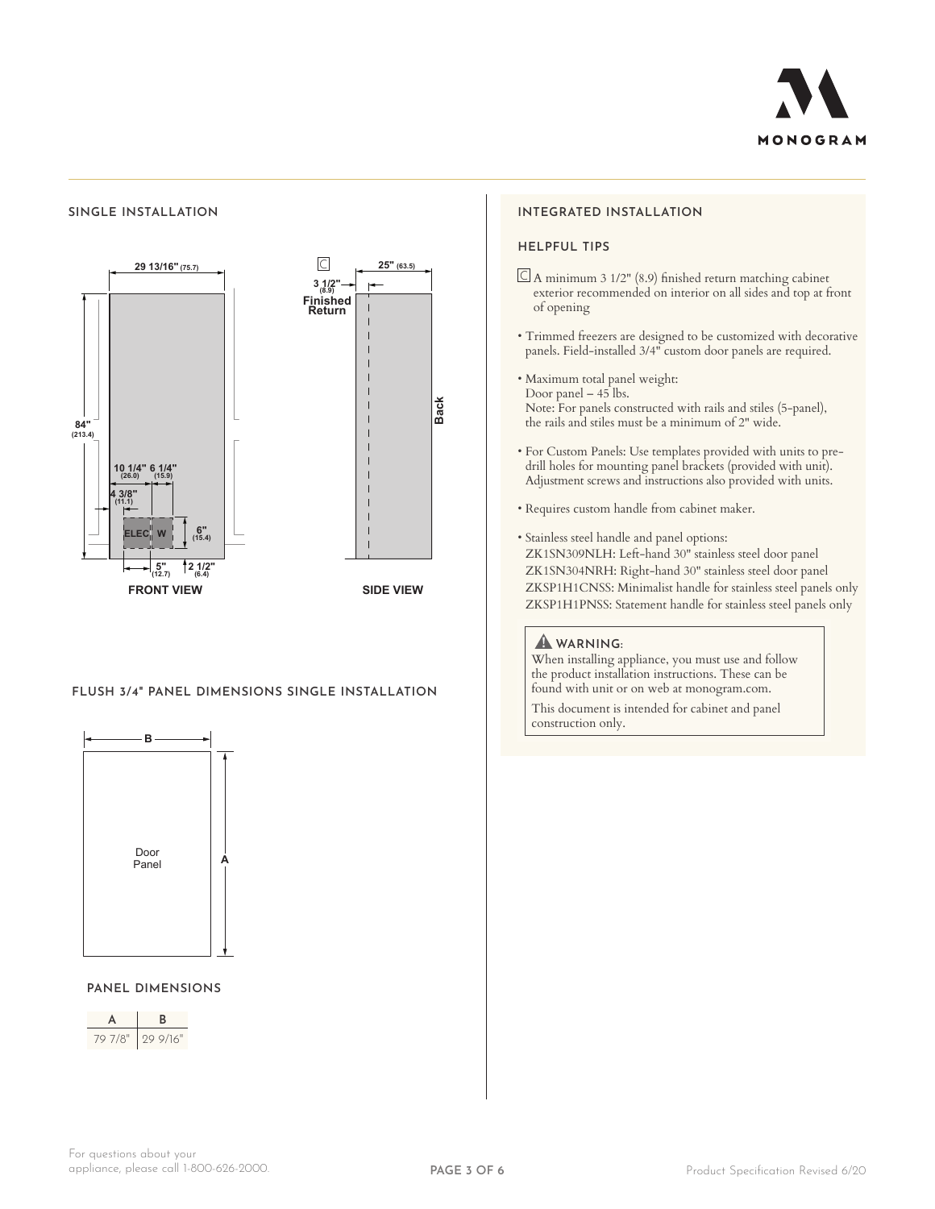## SINGLE INSTALLATION

29 13/16" (75.7)

84" (213.4)

10 1/4" (26.0) 6 1/4" (15.9)

4 3/8" (11.1)

ELEC W

6" (15.4)

5" (12.7) 2 1/2" (6.4)

FRONT VIEW

C

25" (63.5)

3 1/2" (8.9) Finished Return

Back

SIDE VIEW

## FLUSH 3/4" PANEL DIMENSIONS SINGLE INSTALLATION

B

Door Panel

A

### PANEL DIMENSIONS

| A | B |
|---|---|
| 79 7/8" | 29 9/16" |

## INTEGRATED INSTALLATION

### HELPFUL TIPS

C A minimum 3 1/2" (8.9) finished return matching cabinet exterior recommended on interior on all sides and top at front of opening

- Trimmed freezers are designed to be customized with decorative panels. Field-installed 3/4" custom door panels are required.
- Maximum total panel weight:
  Door panel – 45 lbs.
  Note: For panels constructed with rails and stiles (5-panel), the rails and stiles must be a minimum of 2" wide.
- For Custom Panels: Use templates provided with units to pre-drill holes for mounting panel brackets (provided with unit). Adjustment screws and instructions also provided with units.
- Requires custom handle from cabinet maker.
- Stainless steel handle and panel options:
  ZK1SN309NLH: Left-hand 30" stainless steel door panel
  ZK1SN304NRH: Right-hand 30" stainless steel door panel
  ZKSP1H1CNSS: Minimalist handle for stainless steel panels only
  ZKSP1H1PNSS: Statement handle for stainless steel panels only

**WARNING:**
When installing appliance, you must use and follow the product installation instructions. These can be found with unit or on web at monogram.com.

This document is intended for cabinet and panel construction only.

For questions about your appliance, please call 1-800-626-2000.

Product Specification Revised 6/20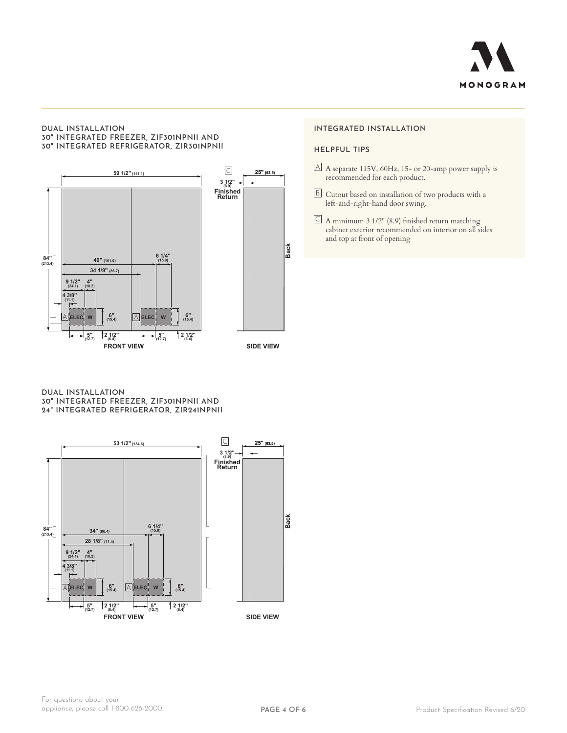## DUAL INSTALLATION
## 30" INTEGRATED FREEZER, ZIF301NPNII AND 30" INTEGRATED REFRIGERATOR, ZIR301NPNII

59 1/2" (151.1)

C

25" (63.5)

3 1/2" (8.9)
Finished Return

84" (213.4)

40" (101.6)

6 1/4" (15.9)

34 1/8" (86.7)

9 1/2" (24.1)

4" (10.2)

4 3/8" (11.1)

A ELEC W

6" (15.4)

A ELEC W

6" (15.4)

5" (12.7)

2 1/2" (6.4)

5" (12.7)

2 1/2" (6.4)

Back

FRONT VIEW

SIDE VIEW

## DUAL INSTALLATION
## 30" INTEGRATED FREEZER, ZIF301NPNII AND 24" INTEGRATED REFRIGERATOR, ZIR241NPNII

53 1/2" (134.6)

C

25" (63.5)

3 1/2" (8.9)
Finished Return

84" (213.4)

34" (86.4)

6 1/4" (15.9)

28 1/8" (71.4)

9 1/2" (24.1)

4" (10.2)

4 3/8" (11.1)

A ELEC W

6" (15.4)

A ELEC W

6" (15.4)

5" (12.7)

2 1/2" (6.4)

5" (12.7)

2 1/2" (6.4)

Back

FRONT VIEW

SIDE VIEW

## INTEGRATED INSTALLATION

### HELPFUL TIPS

A A separate 115V, 60Hz, 15- or 20-amp power supply is recommended for each product.

B Cutout based on installation of two products with a left-and-right-hand door swing.

C A minimum 3 1/2" (8.9) finished return matching cabinet exterior recommended on interior on all sides and top at front of opening

For questions about your appliance, please call 1-800-626-2000.

Product Specification Revised 6/20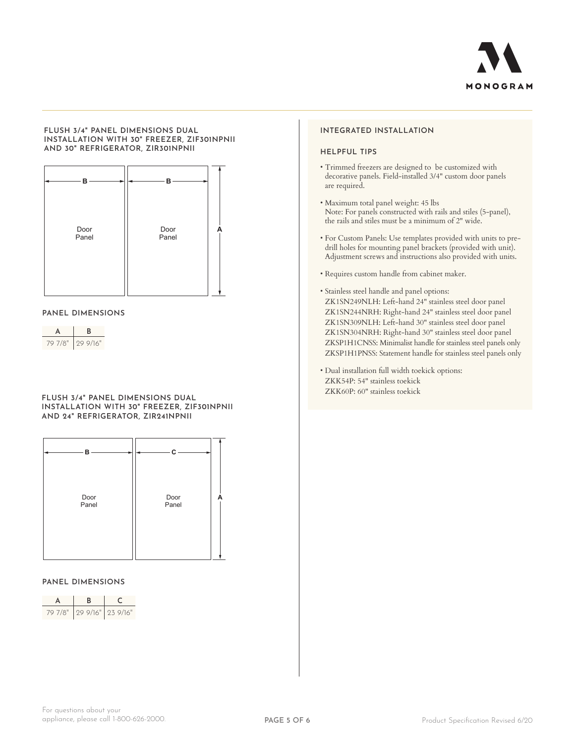## FLUSH 3/4" PANEL DIMENSIONS DUAL INSTALLATION WITH 30" FREEZER, ZIF301NPNII AND 30" REFRIGERATOR, ZIR301NPNII

Door Panel | Door Panel

### PANEL DIMENSIONS

| A | B |
|---|---|
| 79 7/8" | 29 9/16" |

## FLUSH 3/4" PANEL DIMENSIONS DUAL INSTALLATION WITH 30" FREEZER, ZIF301NPNII AND 24" REFRIGERATOR, ZIR241NPNII

Door Panel | Door Panel

### PANEL DIMENSIONS

| A | B | C |
|---|---|---|
| 79 7/8" | 29 9/16" | 23 9/16" |

## INTEGRATED INSTALLATION

### HELPFUL TIPS

- Trimmed freezers are designed to be customized with decorative panels. Field-installed 3/4" custom door panels are required.
- Maximum total panel weight: 45 lbs
  Note: For panels constructed with rails and stiles (5-panel), the rails and stiles must be a minimum of 2" wide.
- For Custom Panels: Use templates provided with units to pre-drill holes for mounting panel brackets (provided with unit). Adjustment screws and instructions also provided with units.
- Requires custom handle from cabinet maker.
- Stainless steel handle and panel options:
  ZK1SN249NLH: Left-hand 24" stainless steel door panel
  ZK1SN244NRH: Right-hand 24" stainless steel door panel
  ZK1SN309NLH: Left-hand 30" stainless steel door panel
  ZK1SN304NRH: Right-hand 30" stainless steel door panel
  ZKSP1H1CNSS: Minimalist handle for stainless steel panels only
  ZKSP1H1PNSS: Statement handle for stainless steel panels only
- Dual installation full width toekick options:
  ZKK54P: 54" stainless toekick
  ZKK60P: 60" stainless toekick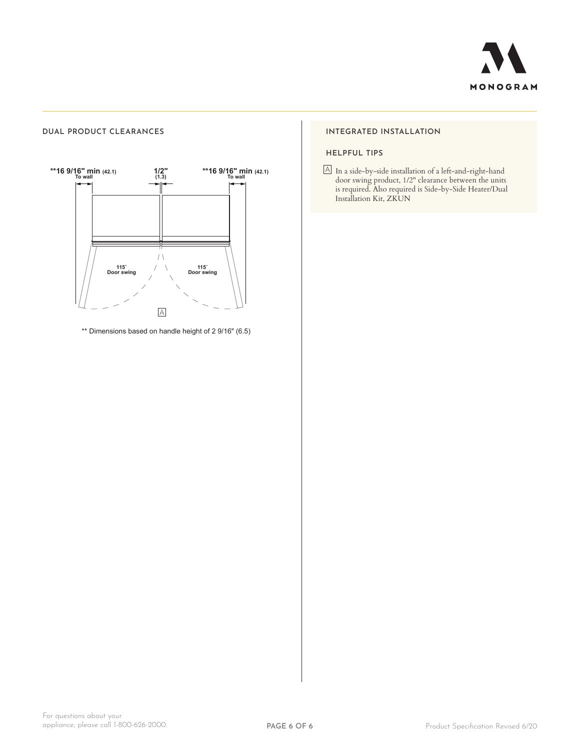## DUAL PRODUCT CLEARANCES

**16 9/16" min (42.1)
To wall

1/2"
(1.3)

**16 9/16" min (42.1)
To wall

115˚
Door swing

115˚
Door swing

A

** Dimensions based on handle height of 2 9/16" (6.5)

## INTEGRATED INSTALLATION

### HELPFUL TIPS

A In a side-by-side installation of a left-and-right-hand door swing product, 1/2" clearance between the units is required. Also required is Side-by-Side Heater/Dual Installation Kit, ZKUN

For questions about your appliance, please call 1-800-626-2000.

Product Specification Revised 6/20